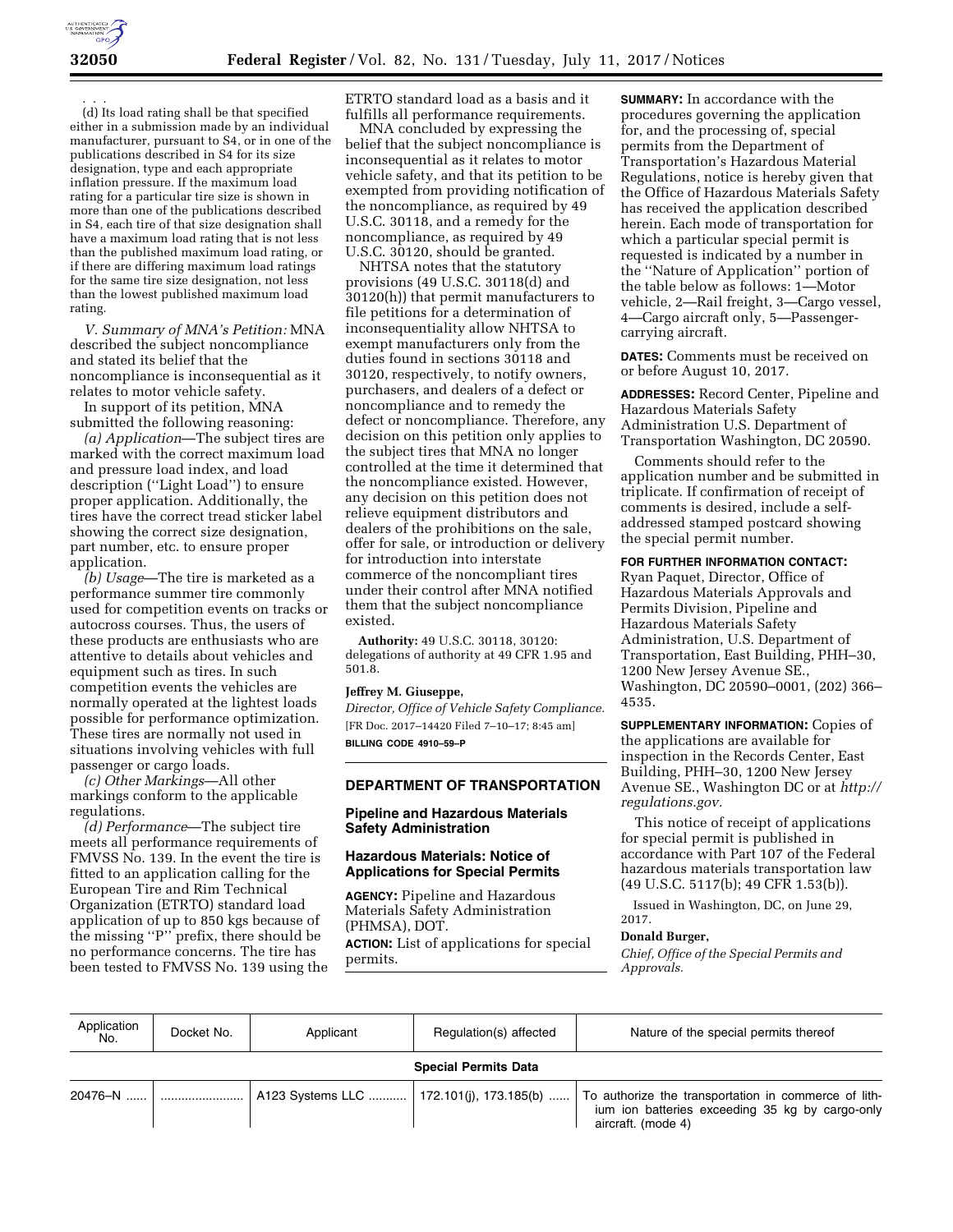. . .

(d) Its load rating shall be that specified either in a submission made by an individual manufacturer, pursuant to S4, or in one of the publications described in S4 for its size designation, type and each appropriate inflation pressure. If the maximum load rating for a particular tire size is shown in more than one of the publications described in S4, each tire of that size designation shall have a maximum load rating that is not less than the published maximum load rating, or if there are differing maximum load ratings for the same tire size designation, not less than the lowest published maximum load rating.

*V. Summary of MNA's Petition:* MNA described the subject noncompliance and stated its belief that the noncompliance is inconsequential as it relates to motor vehicle safety.

In support of its petition, MNA submitted the following reasoning:

*(a) Application*—The subject tires are marked with the correct maximum load and pressure load index, and load description (''Light Load'') to ensure proper application. Additionally, the tires have the correct tread sticker label showing the correct size designation, part number, etc. to ensure proper application.

*(b) Usage*—The tire is marketed as a performance summer tire commonly used for competition events on tracks or autocross courses. Thus, the users of these products are enthusiasts who are attentive to details about vehicles and equipment such as tires. In such competition events the vehicles are normally operated at the lightest loads possible for performance optimization. These tires are normally not used in situations involving vehicles with full passenger or cargo loads.

*(c) Other Markings*—All other markings conform to the applicable regulations.

*(d) Performance*—The subject tire meets all performance requirements of FMVSS No. 139. In the event the tire is fitted to an application calling for the European Tire and Rim Technical Organization (ETRTO) standard load application of up to 850 kgs because of the missing ''P'' prefix, there should be no performance concerns. The tire has been tested to FMVSS No. 139 using the ETRTO standard load as a basis and it fulfills all performance requirements.

MNA concluded by expressing the belief that the subject noncompliance is inconsequential as it relates to motor vehicle safety, and that its petition to be exempted from providing notification of the noncompliance, as required by 49 U.S.C. 30118, and a remedy for the noncompliance, as required by 49 U.S.C. 30120, should be granted.

NHTSA notes that the statutory provisions (49 U.S.C. 30118(d) and 30120(h)) that permit manufacturers to file petitions for a determination of inconsequentiality allow NHTSA to exempt manufacturers only from the duties found in sections 30118 and 30120, respectively, to notify owners, purchasers, and dealers of a defect or noncompliance and to remedy the defect or noncompliance. Therefore, any decision on this petition only applies to the subject tires that MNA no longer controlled at the time it determined that the noncompliance existed. However, any decision on this petition does not relieve equipment distributors and dealers of the prohibitions on the sale, offer for sale, or introduction or delivery for introduction into interstate commerce of the noncompliant tires under their control after MNA notified them that the subject noncompliance existed.

**Authority:** 49 U.S.C. 30118, 30120: delegations of authority at 49 CFR 1.95 and 501.8.

**Jeffrey M. Giuseppe,**

*Director, Office of Vehicle Safety Compliance.*

[FR Doc. 2017–14420 Filed 7–10–17; 8:45 am]

**BILLING CODE 4910–59–P**

## DEPARTMENT OF TRANSPORTATION

### Pipeline and Hazardous Materials Safety Administration

### Hazardous Materials: Notice of Applications for Special Permits

**AGENCY:** Pipeline and Hazardous Materials Safety Administration (PHMSA), DOT.

**ACTION:** List of applications for special permits.

**SUMMARY:** In accordance with the procedures governing the application for, and the processing of, special permits from the Department of Transportation's Hazardous Material Regulations, notice is hereby given that the Office of Hazardous Materials Safety has received the application described herein. Each mode of transportation for which a particular special permit is requested is indicated by a number in the ''Nature of Application'' portion of the table below as follows: 1—Motor vehicle, 2—Rail freight, 3—Cargo vessel, 4—Cargo aircraft only, 5—Passenger-carrying aircraft.

**DATES:** Comments must be received on or before August 10, 2017.

**ADDRESSES:** Record Center, Pipeline and Hazardous Materials Safety Administration U.S. Department of Transportation Washington, DC 20590.

Comments should refer to the application number and be submitted in triplicate. If confirmation of receipt of comments is desired, include a self-addressed stamped postcard showing the special permit number.

**FOR FURTHER INFORMATION CONTACT:** Ryan Paquet, Director, Office of Hazardous Materials Approvals and Permits Division, Pipeline and Hazardous Materials Safety Administration, U.S. Department of Transportation, East Building, PHH–30, 1200 New Jersey Avenue SE., Washington, DC 20590–0001, (202) 366–4535.

**SUPPLEMENTARY INFORMATION:** Copies of the applications are available for inspection in the Records Center, East Building, PHH–30, 1200 New Jersey Avenue SE., Washington DC or at *http://regulations.gov.*

This notice of receipt of applications for special permit is published in accordance with Part 107 of the Federal hazardous materials transportation law (49 U.S.C. 5117(b); 49 CFR 1.53(b)).

Issued in Washington, DC, on June 29, 2017.

**Donald Burger,**

*Chief, Office of the Special Permits and Approvals.*

| Application No. | Docket No. | Applicant | Regulation(s) affected | Nature of the special permits thereof |
|---|---|---|---|---|
| | | **Special Permits Data** | | |
| 20476–N | | A123 Systems LLC | 172.101(j), 173.185(b) | To authorize the transportation in commerce of lithium ion batteries exceeding 35 kg by cargo-only aircraft. (mode 4) |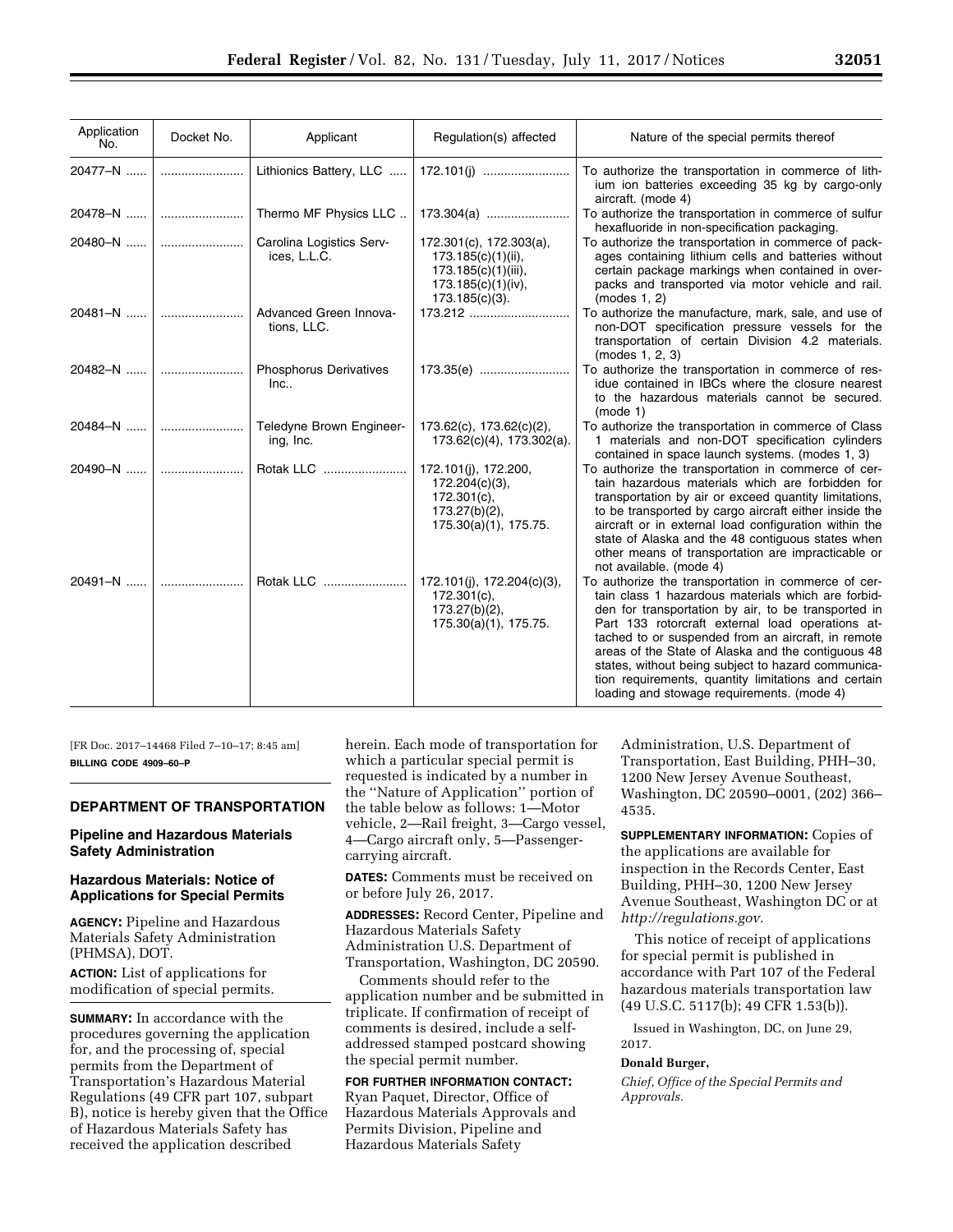| Application No. | Docket No. | Applicant | Regulation(s) affected | Nature of the special permits thereof |
|---|---|---|---|---|
| 20477–N ...... | ........................ | Lithionics Battery, LLC ..... | 172.101(j) ......................... | To authorize the transportation in commerce of lithium ion batteries exceeding 35 kg by cargo-only aircraft. (mode 4) |
| 20478–N ...... | ........................ | Thermo MF Physics LLC .. | 173.304(a) ........................ | To authorize the transportation in commerce of sulfur hexafluoride in non-specification packaging. |
| 20480–N ...... | ........................ | Carolina Logistics Services, L.L.C. | 172.301(c), 172.303(a), 173.185(c)(1)(ii), 173.185(c)(1)(iii), 173.185(c)(1)(iv), 173.185(c)(3). | To authorize the transportation in commerce of packages containing lithium cells and batteries without certain package markings when contained in overpacks and transported via motor vehicle and rail. (modes 1, 2) |
| 20481–N ...... | ........................ | Advanced Green Innovations, LLC. | 173.212 ............................ | To authorize the manufacture, mark, sale, and use of non-DOT specification pressure vessels for the transportation of certain Division 4.2 materials. (modes 1, 2, 3) |
| 20482–N ...... | ........................ | Phosphorus Derivatives Inc.. | 173.35(e) .......................... | To authorize the transportation in commerce of residue contained in IBCs where the closure nearest to the hazardous materials cannot be secured. (mode 1) |
| 20484–N ...... | ........................ | Teledyne Brown Engineering, Inc. | 173.62(c), 173.62(c)(2), 173.62(c)(4), 173.302(a). | To authorize the transportation in commerce of Class 1 materials and non-DOT specification cylinders contained in space launch systems. (modes 1, 3) |
| 20490–N ...... | ........................ | Rotak LLC ........................ | 172.101(j), 172.200, 172.204(c)(3), 172.301(c), 173.27(b)(2), 175.30(a)(1), 175.75. | To authorize the transportation in commerce of certain hazardous materials which are forbidden for transportation by air or exceed quantity limitations, to be transported by cargo aircraft either inside the aircraft or in external load configuration within the state of Alaska and the 48 contiguous states when other means of transportation are impracticable or not available. (mode 4) |
| 20491–N ...... | ........................ | Rotak LLC ........................ | 172.101(j), 172.204(c)(3), 172.301(c), 173.27(b)(2), 175.30(a)(1), 175.75. | To authorize the transportation in commerce of certain class 1 hazardous materials which are forbidden for transportation by air, to be transported in Part 133 rotorcraft external load operations attached to or suspended from an aircraft, in remote areas of the State of Alaska and the contiguous 48 states, without being subject to hazard communication requirements, quantity limitations and certain loading and stowage requirements. (mode 4) |

[FR Doc. 2017–14468 Filed 7–10–17; 8:45 am]

**BILLING CODE 4909–60–P**

## DEPARTMENT OF TRANSPORTATION

### Pipeline and Hazardous Materials Safety Administration

### Hazardous Materials: Notice of Applications for Special Permits

**AGENCY:** Pipeline and Hazardous Materials Safety Administration (PHMSA), DOT.

**ACTION:** List of applications for modification of special permits.

**SUMMARY:** In accordance with the procedures governing the application for, and the processing of, special permits from the Department of Transportation's Hazardous Material Regulations (49 CFR part 107, subpart B), notice is hereby given that the Office of Hazardous Materials Safety has received the application described herein. Each mode of transportation for which a particular special permit is requested is indicated by a number in the ''Nature of Application'' portion of the table below as follows: 1—Motor vehicle, 2—Rail freight, 3—Cargo vessel, 4—Cargo aircraft only, 5—Passenger-carrying aircraft.

**DATES:** Comments must be received on or before July 26, 2017.

**ADDRESSES:** Record Center, Pipeline and Hazardous Materials Safety Administration U.S. Department of Transportation, Washington, DC 20590.

Comments should refer to the application number and be submitted in triplicate. If confirmation of receipt of comments is desired, include a self-addressed stamped postcard showing the special permit number.

**FOR FURTHER INFORMATION CONTACT:** Ryan Paquet, Director, Office of Hazardous Materials Approvals and Permits Division, Pipeline and Hazardous Materials Safety Administration, U.S. Department of Transportation, East Building, PHH–30, 1200 New Jersey Avenue Southeast, Washington, DC 20590–0001, (202) 366–4535.

**SUPPLEMENTARY INFORMATION:** Copies of the applications are available for inspection in the Records Center, East Building, PHH–30, 1200 New Jersey Avenue Southeast, Washington DC or at *http://regulations.gov.*

This notice of receipt of applications for special permit is published in accordance with Part 107 of the Federal hazardous materials transportation law (49 U.S.C. 5117(b); 49 CFR 1.53(b)).

Issued in Washington, DC, on June 29, 2017.

**Donald Burger,**

*Chief, Office of the Special Permits and Approvals.*